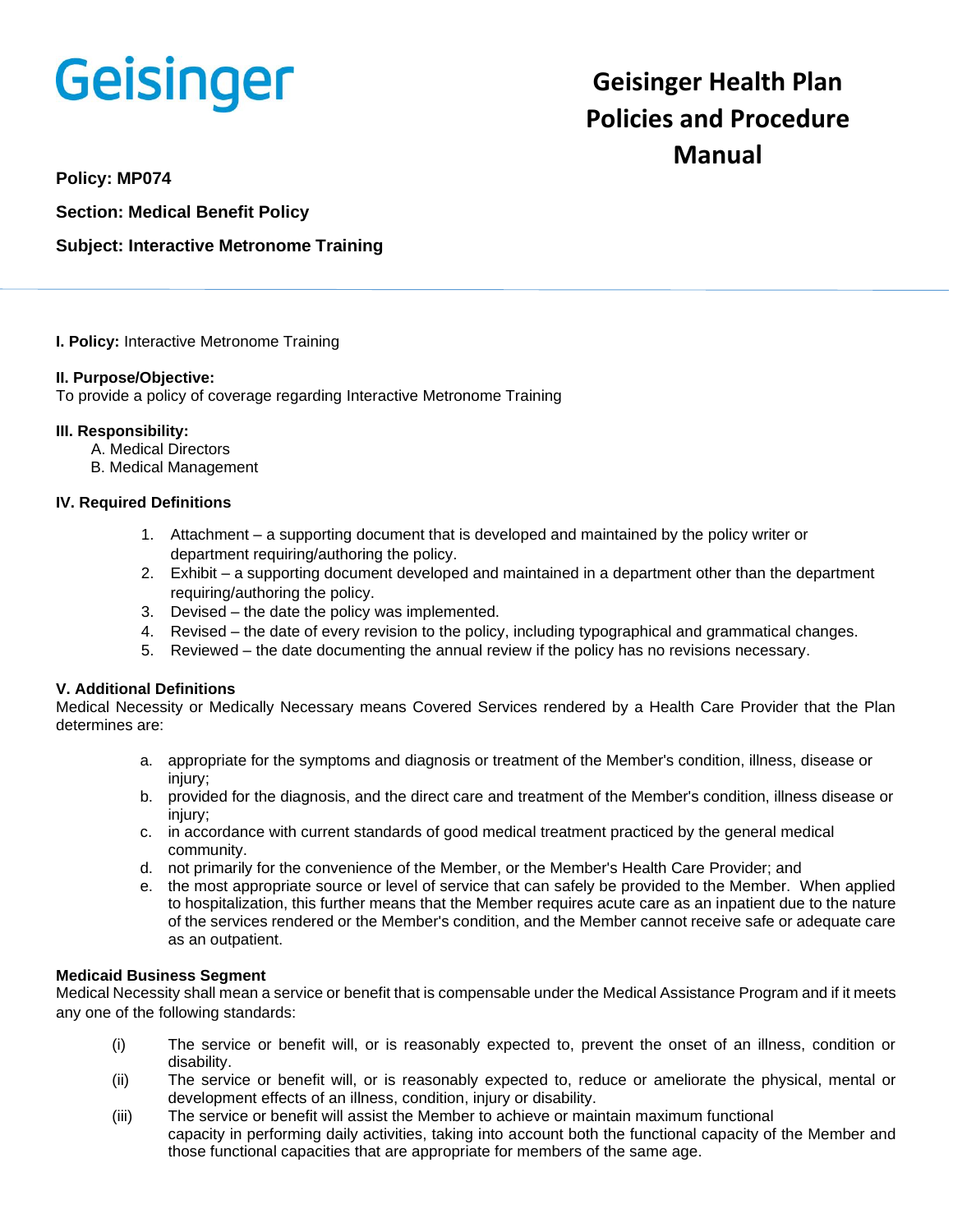Geisinger

# Geisinger Health Plan Policies and Procedure Manual

**Policy: MP074**

**Section: Medical Benefit Policy**

**Subject: Interactive Metronome Training**

**I. Policy:** Interactive Metronome Training

**II. Purpose/Objective:**
To provide a policy of coverage regarding Interactive Metronome Training

**III. Responsibility:**

A. Medical Directors
B. Medical Management

**IV. Required Definitions**

1. Attachment – a supporting document that is developed and maintained by the policy writer or department requiring/authoring the policy.
2. Exhibit – a supporting document developed and maintained in a department other than the department requiring/authoring the policy.
3. Devised – the date the policy was implemented.
4. Revised – the date of every revision to the policy, including typographical and grammatical changes.
5. Reviewed – the date documenting the annual review if the policy has no revisions necessary.

**V. Additional Definitions**

Medical Necessity or Medically Necessary means Covered Services rendered by a Health Care Provider that the Plan determines are:

a. appropriate for the symptoms and diagnosis or treatment of the Member's condition, illness, disease or injury;
b. provided for the diagnosis, and the direct care and treatment of the Member's condition, illness disease or injury;
c. in accordance with current standards of good medical treatment practiced by the general medical community.
d. not primarily for the convenience of the Member, or the Member's Health Care Provider; and
e. the most appropriate source or level of service that can safely be provided to the Member. When applied to hospitalization, this further means that the Member requires acute care as an inpatient due to the nature of the services rendered or the Member's condition, and the Member cannot receive safe or adequate care as an outpatient.

**Medicaid Business Segment**

Medical Necessity shall mean a service or benefit that is compensable under the Medical Assistance Program and if it meets any one of the following standards:

(i) The service or benefit will, or is reasonably expected to, prevent the onset of an illness, condition or disability.
(ii) The service or benefit will, or is reasonably expected to, reduce or ameliorate the physical, mental or development effects of an illness, condition, injury or disability.
(iii) The service or benefit will assist the Member to achieve or maintain maximum functional capacity in performing daily activities, taking into account both the functional capacity of the Member and those functional capacities that are appropriate for members of the same age.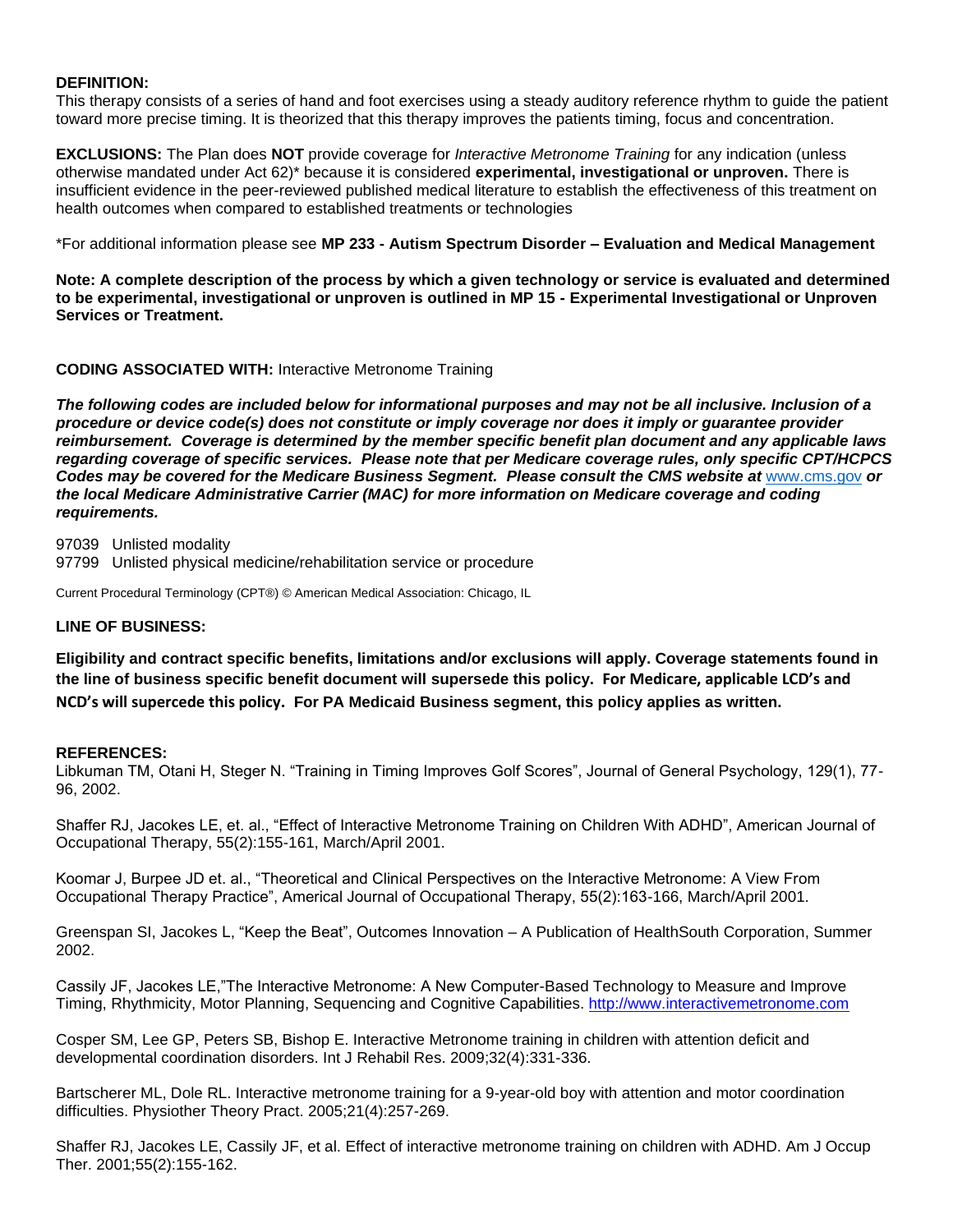**DEFINITION:**

This therapy consists of a series of hand and foot exercises using a steady auditory reference rhythm to guide the patient toward more precise timing. It is theorized that this therapy improves the patients timing, focus and concentration.

**EXCLUSIONS:** The Plan does **NOT** provide coverage for *Interactive Metronome Training* for any indication (unless otherwise mandated under Act 62)* because it is considered **experimental, investigational or unproven.** There is insufficient evidence in the peer-reviewed published medical literature to establish the effectiveness of this treatment on health outcomes when compared to established treatments or technologies

*For additional information please see **MP 233 - Autism Spectrum Disorder – Evaluation and Medical Management**

**Note: A complete description of the process by which a given technology or service is evaluated and determined to be experimental, investigational or unproven is outlined in MP 15 - Experimental Investigational or Unproven Services or Treatment.**

**CODING ASSOCIATED WITH:** Interactive Metronome Training

***The following codes are included below for informational purposes and may not be all inclusive. Inclusion of a procedure or device code(s) does not constitute or imply coverage nor does it imply or guarantee provider reimbursement. Coverage is determined by the member specific benefit plan document and any applicable laws regarding coverage of specific services. Please note that per Medicare coverage rules, only specific CPT/HCPCS Codes may be covered for the Medicare Business Segment. Please consult the CMS website at*** [www.cms.gov](http://www.cms.gov) ***or the local Medicare Administrative Carrier (MAC) for more information on Medicare coverage and coding requirements.***

97039 Unlisted modality
97799 Unlisted physical medicine/rehabilitation service or procedure

Current Procedural Terminology (CPT®) © American Medical Association: Chicago, IL

**LINE OF BUSINESS:**

**Eligibility and contract specific benefits, limitations and/or exclusions will apply. Coverage statements found in the line of business specific benefit document will supersede this policy. For Medicare, applicable LCD's and NCD's will supercede this policy. For PA Medicaid Business segment, this policy applies as written.**

**REFERENCES:**

Libkuman TM, Otani H, Steger N. "Training in Timing Improves Golf Scores", Journal of General Psychology, 129(1), 77-96, 2002.

Shaffer RJ, Jacokes LE, et. al., "Effect of Interactive Metronome Training on Children With ADHD", American Journal of Occupational Therapy, 55(2):155-161, March/April 2001.

Koomar J, Burpee JD et. al., "Theoretical and Clinical Perspectives on the Interactive Metronome: A View From Occupational Therapy Practice", Americal Journal of Occupational Therapy, 55(2):163-166, March/April 2001.

Greenspan SI, Jacokes L, "Keep the Beat", Outcomes Innovation – A Publication of HealthSouth Corporation, Summer 2002.

Cassily JF, Jacokes LE,"The Interactive Metronome: A New Computer-Based Technology to Measure and Improve Timing, Rhythmicity, Motor Planning, Sequencing and Cognitive Capabilities. [http://www.interactivemetronome.com](http://www.interactivemetronome.com)

Cosper SM, Lee GP, Peters SB, Bishop E. Interactive Metronome training in children with attention deficit and developmental coordination disorders. Int J Rehabil Res. 2009;32(4):331-336.

Bartscherer ML, Dole RL. Interactive metronome training for a 9-year-old boy with attention and motor coordination difficulties. Physiother Theory Pract. 2005;21(4):257-269.

Shaffer RJ, Jacokes LE, Cassily JF, et al. Effect of interactive metronome training on children with ADHD. Am J Occup Ther. 2001;55(2):155-162.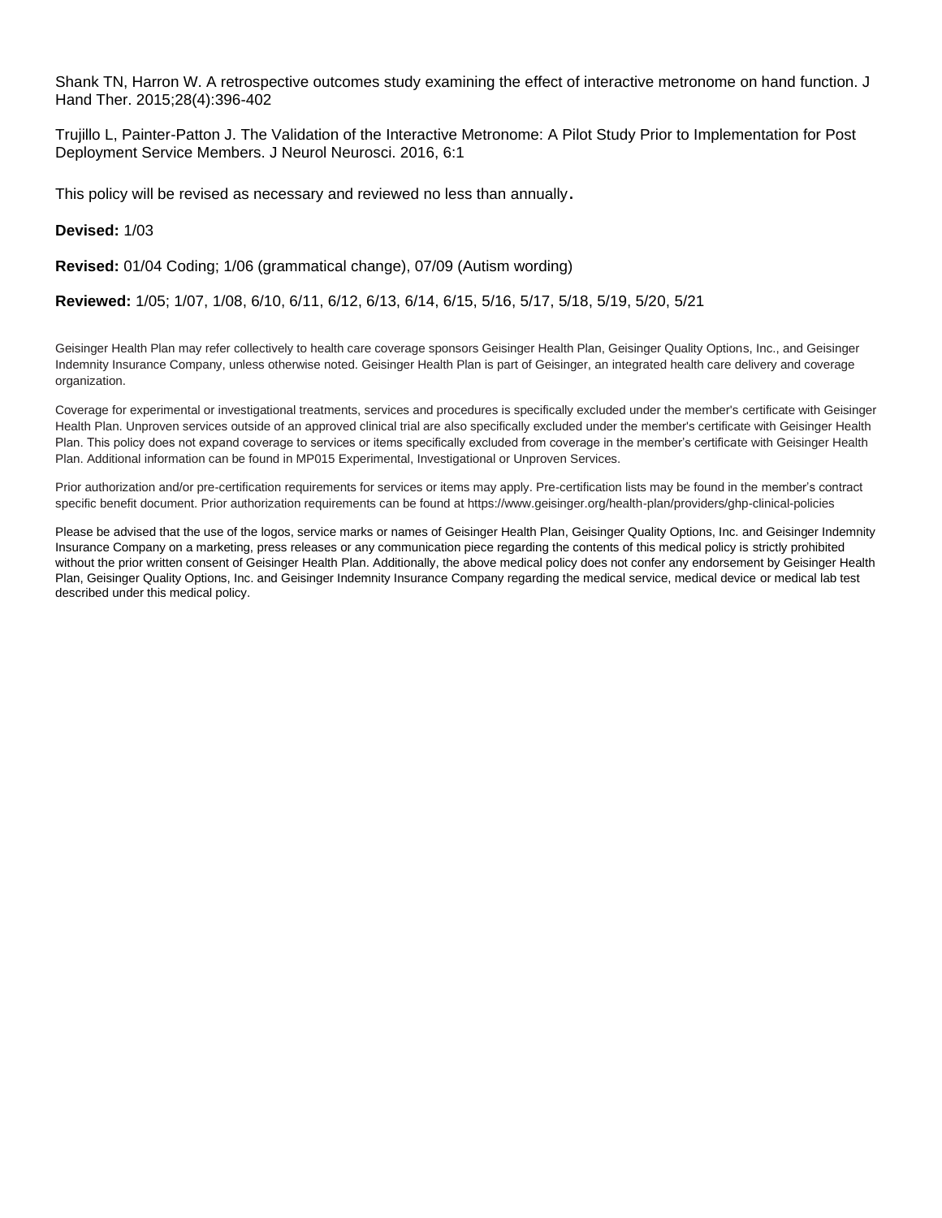Shank TN, Harron W. A retrospective outcomes study examining the effect of interactive metronome on hand function. J Hand Ther. 2015;28(4):396-402

Trujillo L, Painter-Patton J. The Validation of the Interactive Metronome: A Pilot Study Prior to Implementation for Post Deployment Service Members. J Neurol Neurosci. 2016, 6:1

This policy will be revised as necessary and reviewed no less than annually.

**Devised:** 1/03

**Revised:** 01/04 Coding; 1/06 (grammatical change), 07/09 (Autism wording)

**Reviewed:** 1/05; 1/07, 1/08, 6/10, 6/11, 6/12, 6/13, 6/14, 6/15, 5/16, 5/17, 5/18, 5/19, 5/20, 5/21

Geisinger Health Plan may refer collectively to health care coverage sponsors Geisinger Health Plan, Geisinger Quality Options, Inc., and Geisinger Indemnity Insurance Company, unless otherwise noted. Geisinger Health Plan is part of Geisinger, an integrated health care delivery and coverage organization.

Coverage for experimental or investigational treatments, services and procedures is specifically excluded under the member's certificate with Geisinger Health Plan. Unproven services outside of an approved clinical trial are also specifically excluded under the member's certificate with Geisinger Health Plan. This policy does not expand coverage to services or items specifically excluded from coverage in the member's certificate with Geisinger Health Plan. Additional information can be found in MP015 Experimental, Investigational or Unproven Services.

Prior authorization and/or pre-certification requirements for services or items may apply. Pre-certification lists may be found in the member's contract specific benefit document. Prior authorization requirements can be found at https://www.geisinger.org/health-plan/providers/ghp-clinical-policies

Please be advised that the use of the logos, service marks or names of Geisinger Health Plan, Geisinger Quality Options, Inc. and Geisinger Indemnity Insurance Company on a marketing, press releases or any communication piece regarding the contents of this medical policy is strictly prohibited without the prior written consent of Geisinger Health Plan. Additionally, the above medical policy does not confer any endorsement by Geisinger Health Plan, Geisinger Quality Options, Inc. and Geisinger Indemnity Insurance Company regarding the medical service, medical device or medical lab test described under this medical policy.